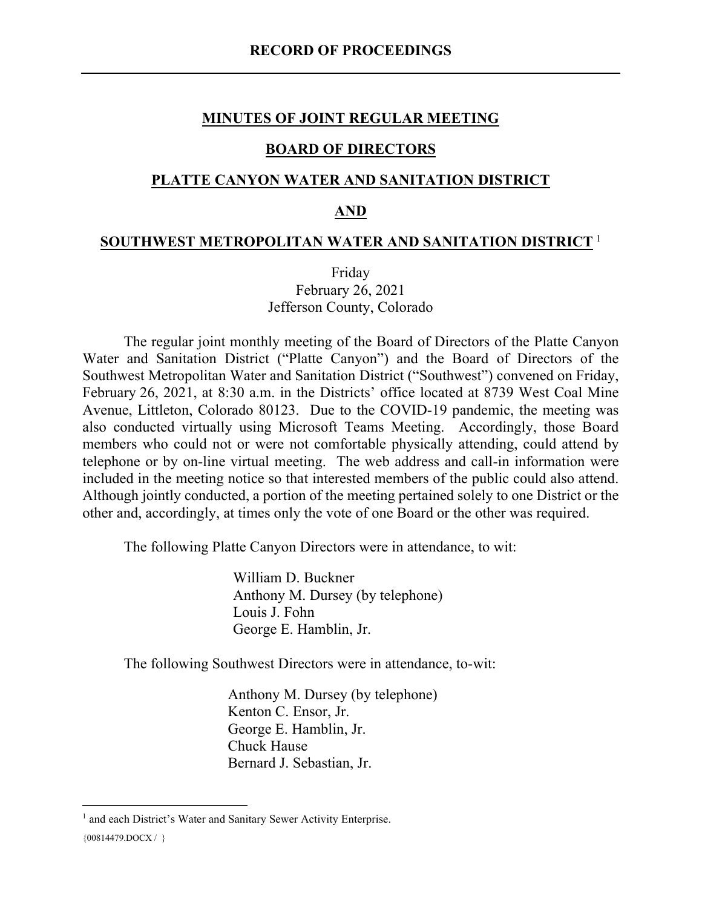# RECORD OF PROCEEDINGS

## MINUTES OF JOINT REGULAR MEETING

## BOARD OF DIRECTORS

## PLATTE CANYON WATER AND SANITATION DISTRICT

## AND

## SOUTHWEST METROPOLITAN WATER AND SANITATION DISTRICT [1]

Friday
February 26, 2021
Jefferson County, Colorado

The regular joint monthly meeting of the Board of Directors of the Platte Canyon Water and Sanitation District ("Platte Canyon") and the Board of Directors of the Southwest Metropolitan Water and Sanitation District ("Southwest") convened on Friday, February 26, 2021, at 8:30 a.m. in the Districts' office located at 8739 West Coal Mine Avenue, Littleton, Colorado 80123. Due to the COVID-19 pandemic, the meeting was also conducted virtually using Microsoft Teams Meeting. Accordingly, those Board members who could not or were not comfortable physically attending, could attend by telephone or by on-line virtual meeting. The web address and call-in information were included in the meeting notice so that interested members of the public could also attend. Although jointly conducted, a portion of the meeting pertained solely to one District or the other and, accordingly, at times only the vote of one Board or the other was required.

The following Platte Canyon Directors were in attendance, to wit:

William D. Buckner
Anthony M. Dursey (by telephone)
Louis J. Fohn
George E. Hamblin, Jr.

The following Southwest Directors were in attendance, to-wit:

Anthony M. Dursey (by telephone)
Kenton C. Ensor, Jr.
George E. Hamblin, Jr.
Chuck Hause
Bernard J. Sebastian, Jr.

---

[1] and each District's Water and Sanitary Sewer Activity Enterprise.

{00814479.DOCX / }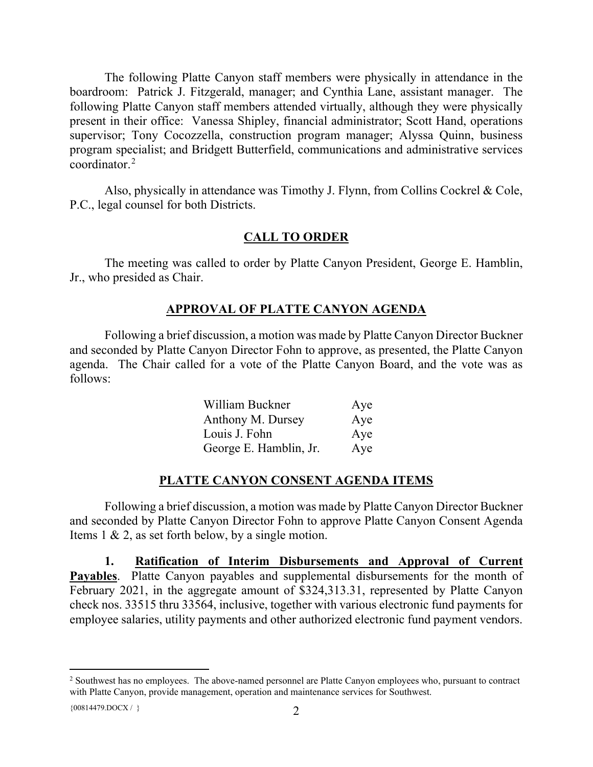The following Platte Canyon staff members were physically in attendance in the boardroom: Patrick J. Fitzgerald, manager; and Cynthia Lane, assistant manager. The following Platte Canyon staff members attended virtually, although they were physically present in their office: Vanessa Shipley, financial administrator; Scott Hand, operations supervisor; Tony Cocozzella, construction program manager; Alyssa Quinn, business program specialist; and Bridgett Butterfield, communications and administrative services coordinator.[2]

Also, physically in attendance was Timothy J. Flynn, from Collins Cockrel & Cole, P.C., legal counsel for both Districts.

## CALL TO ORDER

The meeting was called to order by Platte Canyon President, George E. Hamblin, Jr., who presided as Chair.

## APPROVAL OF PLATTE CANYON AGENDA

Following a brief discussion, a motion was made by Platte Canyon Director Buckner and seconded by Platte Canyon Director Fohn to approve, as presented, the Platte Canyon agenda. The Chair called for a vote of the Platte Canyon Board, and the vote was as follows:

| | |
|---|---|
| William Buckner | Aye |
| Anthony M. Dursey | Aye |
| Louis J. Fohn | Aye |
| George E. Hamblin, Jr. | Aye |

## PLATTE CANYON CONSENT AGENDA ITEMS

Following a brief discussion, a motion was made by Platte Canyon Director Buckner and seconded by Platte Canyon Director Fohn to approve Platte Canyon Consent Agenda Items 1 & 2, as set forth below, by a single motion.

**1. Ratification of Interim Disbursements and Approval of Current Payables**. Platte Canyon payables and supplemental disbursements for the month of February 2021, in the aggregate amount of $324,313.31, represented by Platte Canyon check nos. 33515 thru 33564, inclusive, together with various electronic fund payments for employee salaries, utility payments and other authorized electronic fund payment vendors.

---

[2] Southwest has no employees. The above-named personnel are Platte Canyon employees who, pursuant to contract with Platte Canyon, provide management, operation and maintenance services for Southwest.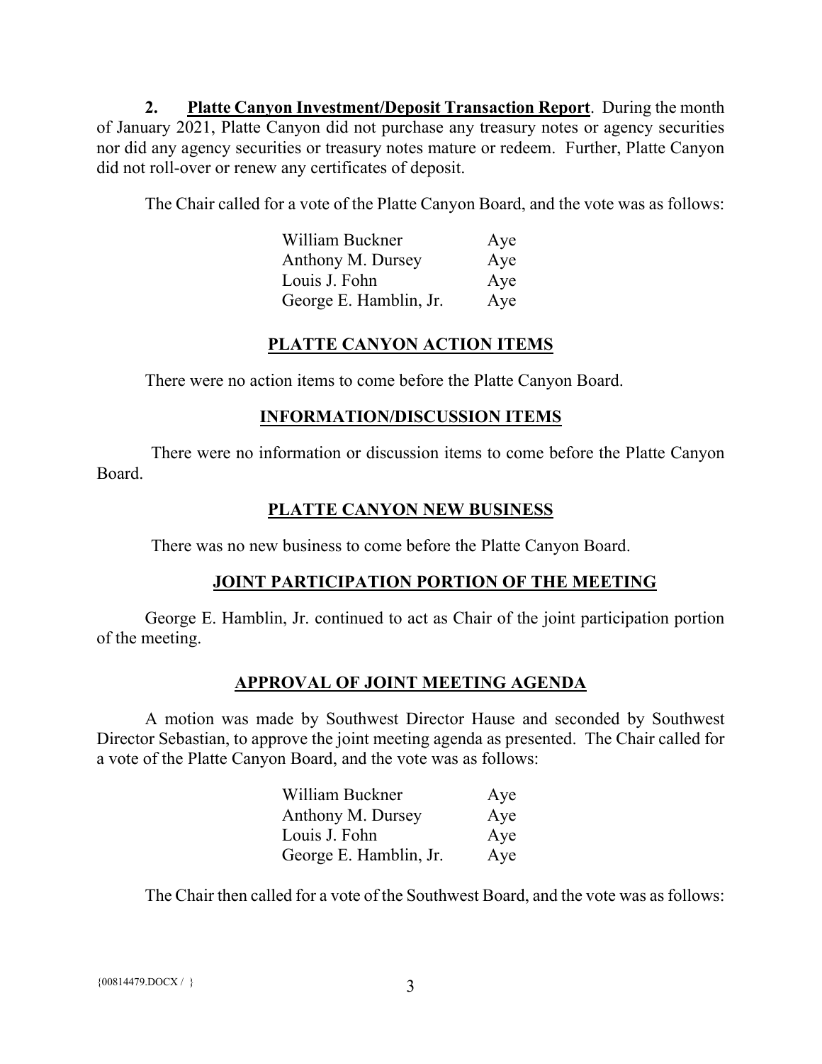**2. Platte Canyon Investment/Deposit Transaction Report**. During the month of January 2021, Platte Canyon did not purchase any treasury notes or agency securities nor did any agency securities or treasury notes mature or redeem. Further, Platte Canyon did not roll-over or renew any certificates of deposit.

The Chair called for a vote of the Platte Canyon Board, and the vote was as follows:

| | |
|---|---|
| William Buckner | Aye |
| Anthony M. Dursey | Aye |
| Louis J. Fohn | Aye |
| George E. Hamblin, Jr. | Aye |

## PLATTE CANYON ACTION ITEMS

There were no action items to come before the Platte Canyon Board.

## INFORMATION/DISCUSSION ITEMS

There were no information or discussion items to come before the Platte Canyon Board.

## PLATTE CANYON NEW BUSINESS

There was no new business to come before the Platte Canyon Board.

## JOINT PARTICIPATION PORTION OF THE MEETING

George E. Hamblin, Jr. continued to act as Chair of the joint participation portion of the meeting.

## APPROVAL OF JOINT MEETING AGENDA

A motion was made by Southwest Director Hause and seconded by Southwest Director Sebastian, to approve the joint meeting agenda as presented. The Chair called for a vote of the Platte Canyon Board, and the vote was as follows:

| | |
|---|---|
| William Buckner | Aye |
| Anthony M. Dursey | Aye |
| Louis J. Fohn | Aye |
| George E. Hamblin, Jr. | Aye |

The Chair then called for a vote of the Southwest Board, and the vote was as follows: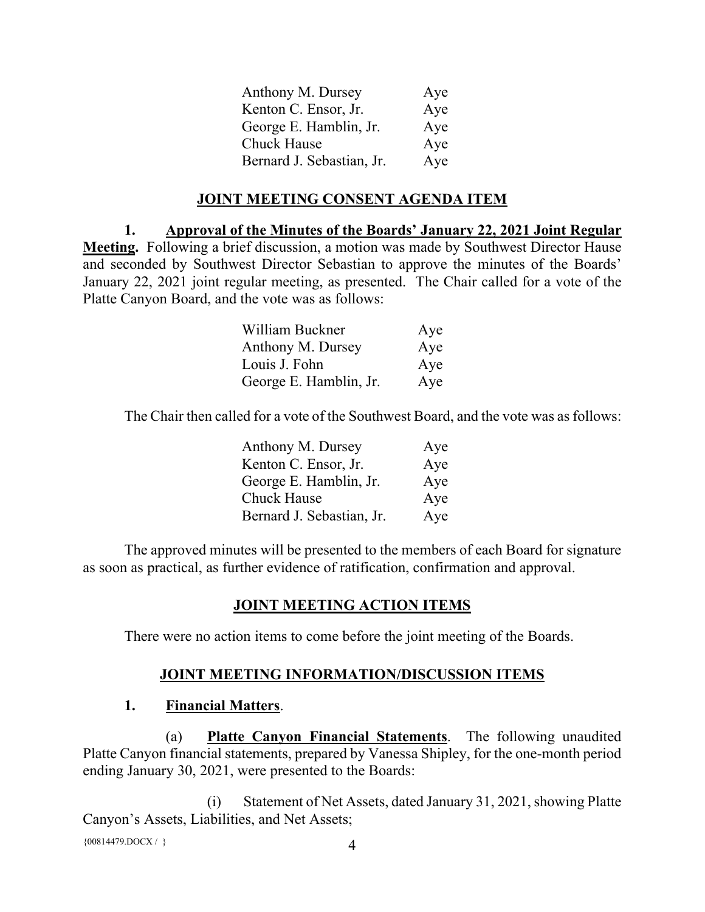| | |
|---|---|
| Anthony M. Dursey | Aye |
| Kenton C. Ensor, Jr. | Aye |
| George E. Hamblin, Jr. | Aye |
| Chuck Hause | Aye |
| Bernard J. Sebastian, Jr. | Aye |

## JOINT MEETING CONSENT AGENDA ITEM

**1. Approval of the Minutes of the Boards' January 22, 2021 Joint Regular Meeting.** Following a brief discussion, a motion was made by Southwest Director Hause and seconded by Southwest Director Sebastian to approve the minutes of the Boards' January 22, 2021 joint regular meeting, as presented. The Chair called for a vote of the Platte Canyon Board, and the vote was as follows:

| | |
|---|---|
| William Buckner | Aye |
| Anthony M. Dursey | Aye |
| Louis J. Fohn | Aye |
| George E. Hamblin, Jr. | Aye |

The Chair then called for a vote of the Southwest Board, and the vote was as follows:

| | |
|---|---|
| Anthony M. Dursey | Aye |
| Kenton C. Ensor, Jr. | Aye |
| George E. Hamblin, Jr. | Aye |
| Chuck Hause | Aye |
| Bernard J. Sebastian, Jr. | Aye |

The approved minutes will be presented to the members of each Board for signature as soon as practical, as further evidence of ratification, confirmation and approval.

## JOINT MEETING ACTION ITEMS

There were no action items to come before the joint meeting of the Boards.

## JOINT MEETING INFORMATION/DISCUSSION ITEMS

**1. Financial Matters.**

(a) **Platte Canyon Financial Statements**. The following unaudited Platte Canyon financial statements, prepared by Vanessa Shipley, for the one-month period ending January 30, 2021, were presented to the Boards:

(i) Statement of Net Assets, dated January 31, 2021, showing Platte Canyon's Assets, Liabilities, and Net Assets;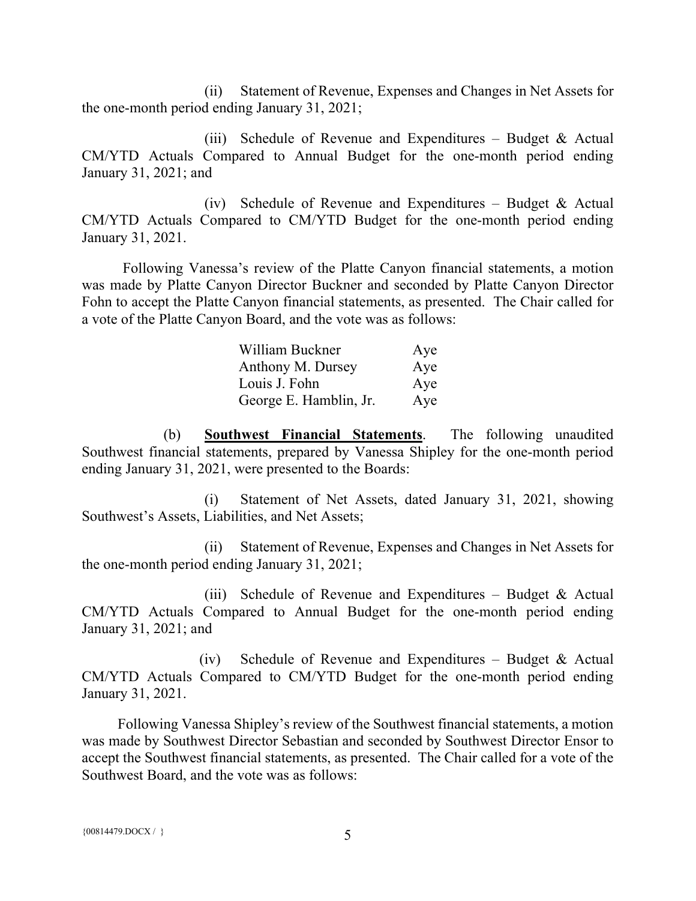(ii) Statement of Revenue, Expenses and Changes in Net Assets for the one-month period ending January 31, 2021;

(iii) Schedule of Revenue and Expenditures – Budget & Actual CM/YTD Actuals Compared to Annual Budget for the one-month period ending January 31, 2021; and

(iv) Schedule of Revenue and Expenditures – Budget & Actual CM/YTD Actuals Compared to CM/YTD Budget for the one-month period ending January 31, 2021.

Following Vanessa's review of the Platte Canyon financial statements, a motion was made by Platte Canyon Director Buckner and seconded by Platte Canyon Director Fohn to accept the Platte Canyon financial statements, as presented. The Chair called for a vote of the Platte Canyon Board, and the vote was as follows:

| | |
|---|---|
| William Buckner | Aye |
| Anthony M. Dursey | Aye |
| Louis J. Fohn | Aye |
| George E. Hamblin, Jr. | Aye |

(b) **Southwest Financial Statements**. The following unaudited Southwest financial statements, prepared by Vanessa Shipley for the one-month period ending January 31, 2021, were presented to the Boards:

(i) Statement of Net Assets, dated January 31, 2021, showing Southwest's Assets, Liabilities, and Net Assets;

(ii) Statement of Revenue, Expenses and Changes in Net Assets for the one-month period ending January 31, 2021;

(iii) Schedule of Revenue and Expenditures – Budget & Actual CM/YTD Actuals Compared to Annual Budget for the one-month period ending January 31, 2021; and

(iv) Schedule of Revenue and Expenditures – Budget & Actual CM/YTD Actuals Compared to CM/YTD Budget for the one-month period ending January 31, 2021.

Following Vanessa Shipley's review of the Southwest financial statements, a motion was made by Southwest Director Sebastian and seconded by Southwest Director Ensor to accept the Southwest financial statements, as presented. The Chair called for a vote of the Southwest Board, and the vote was as follows: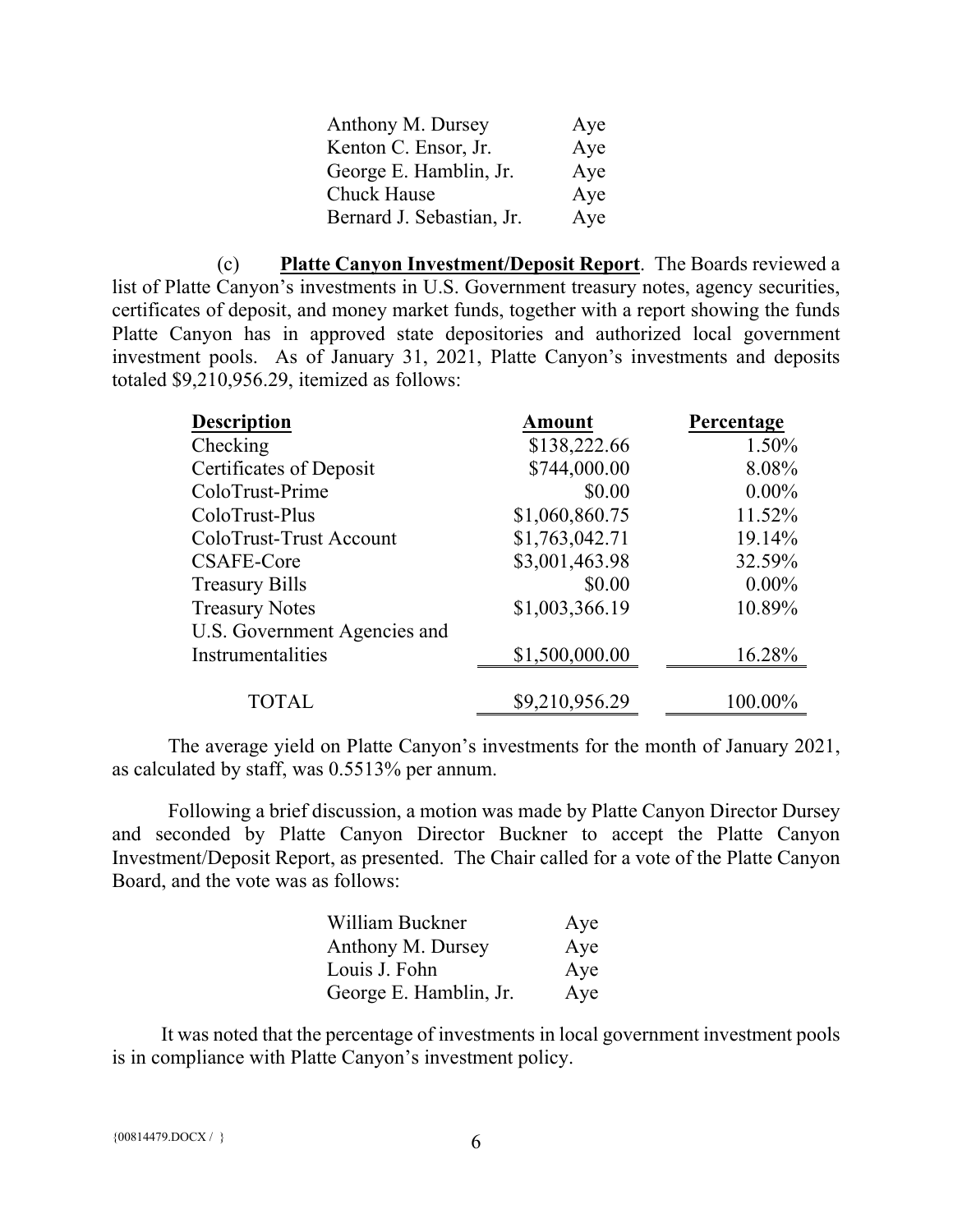| | |
|---|---|
| Anthony M. Dursey | Aye |
| Kenton C. Ensor, Jr. | Aye |
| George E. Hamblin, Jr. | Aye |
| Chuck Hause | Aye |
| Bernard J. Sebastian, Jr. | Aye |

(c) **Platte Canyon Investment/Deposit Report**. The Boards reviewed a list of Platte Canyon's investments in U.S. Government treasury notes, agency securities, certificates of deposit, and money market funds, together with a report showing the funds Platte Canyon has in approved state depositories and authorized local government investment pools. As of January 31, 2021, Platte Canyon's investments and deposits totaled $9,210,956.29, itemized as follows:

| Description | Amount | Percentage |
|---|---|---|
| Checking | $138,222.66 | 1.50% |
| Certificates of Deposit | $744,000.00 | 8.08% |
| ColoTrust-Prime | $0.00 | 0.00% |
| ColoTrust-Plus | $1,060,860.75 | 11.52% |
| ColoTrust-Trust Account | $1,763,042.71 | 19.14% |
| CSAFE-Core | $3,001,463.98 | 32.59% |
| Treasury Bills | $0.00 | 0.00% |
| Treasury Notes | $1,003,366.19 | 10.89% |
| U.S. Government Agencies and Instrumentalities | $1,500,000.00 | 16.28% |
| TOTAL | $9,210,956.29 | 100.00% |

The average yield on Platte Canyon's investments for the month of January 2021, as calculated by staff, was 0.5513% per annum.

Following a brief discussion, a motion was made by Platte Canyon Director Dursey and seconded by Platte Canyon Director Buckner to accept the Platte Canyon Investment/Deposit Report, as presented. The Chair called for a vote of the Platte Canyon Board, and the vote was as follows:

| | |
|---|---|
| William Buckner | Aye |
| Anthony M. Dursey | Aye |
| Louis J. Fohn | Aye |
| George E. Hamblin, Jr. | Aye |

It was noted that the percentage of investments in local government investment pools is in compliance with Platte Canyon's investment policy.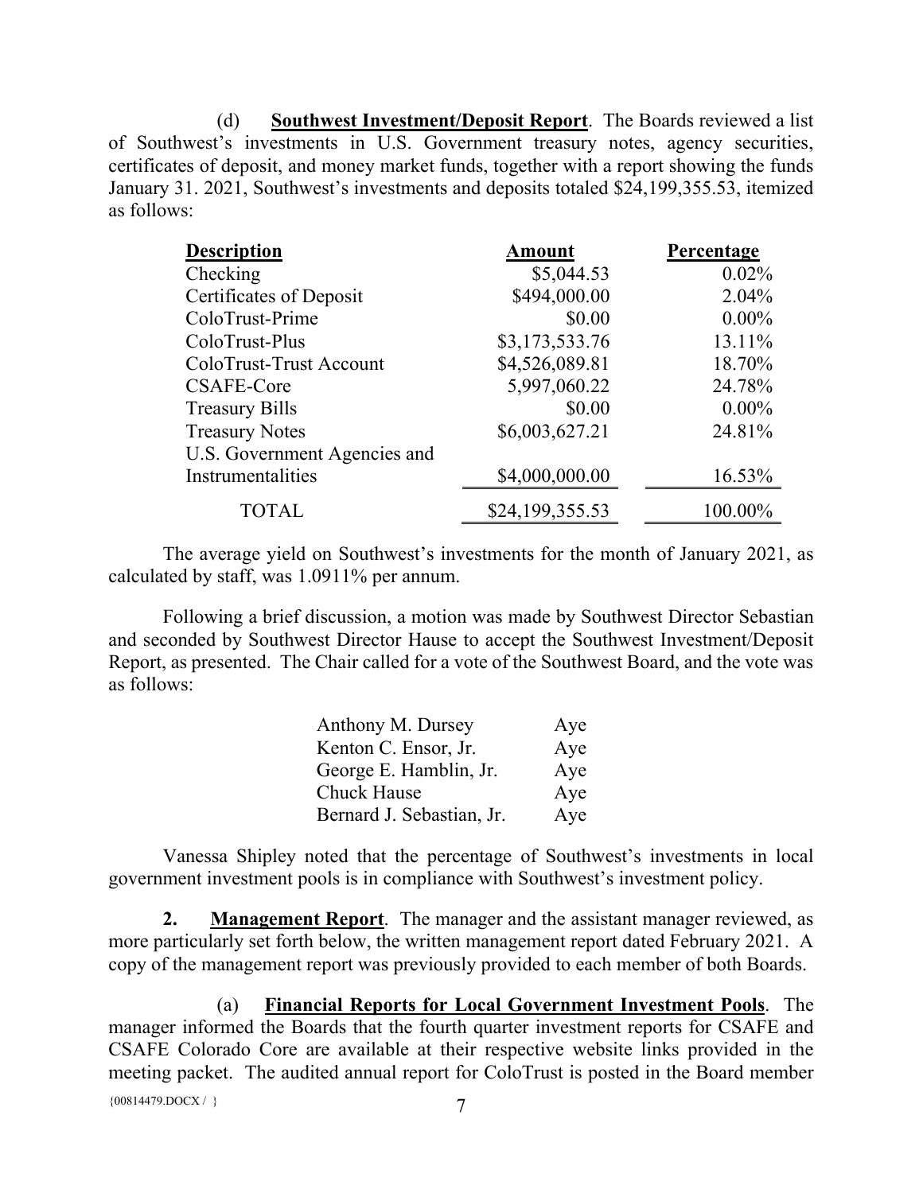(d) **Southwest Investment/Deposit Report**. The Boards reviewed a list of Southwest's investments in U.S. Government treasury notes, agency securities, certificates of deposit, and money market funds, together with a report showing the funds January 31. 2021, Southwest's investments and deposits totaled $24,199,355.53, itemized as follows:

| Description | Amount | Percentage |
|---|---:|---:|
| Checking | $5,044.53 | 0.02% |
| Certificates of Deposit | $494,000.00 | 2.04% |
| ColoTrust-Prime | $0.00 | 0.00% |
| ColoTrust-Plus | $3,173,533.76 | 13.11% |
| ColoTrust-Trust Account | $4,526,089.81 | 18.70% |
| CSAFE-Core | 5,997,060.22 | 24.78% |
| Treasury Bills | $0.00 | 0.00% |
| Treasury Notes | $6,003,627.21 | 24.81% |
| U.S. Government Agencies and Instrumentalities | $4,000,000.00 | 16.53% |
| TOTAL | $24,199,355.53 | 100.00% |

The average yield on Southwest's investments for the month of January 2021, as calculated by staff, was 1.0911% per annum.

Following a brief discussion, a motion was made by Southwest Director Sebastian and seconded by Southwest Director Hause to accept the Southwest Investment/Deposit Report, as presented. The Chair called for a vote of the Southwest Board, and the vote was as follows:

| | |
|---|---|
| Anthony M. Dursey | Aye |
| Kenton C. Ensor, Jr. | Aye |
| George E. Hamblin, Jr. | Aye |
| Chuck Hause | Aye |
| Bernard J. Sebastian, Jr. | Aye |

Vanessa Shipley noted that the percentage of Southwest's investments in local government investment pools is in compliance with Southwest's investment policy.

**2. Management Report**. The manager and the assistant manager reviewed, as more particularly set forth below, the written management report dated February 2021. A copy of the management report was previously provided to each member of both Boards.

(a) **Financial Reports for Local Government Investment Pools**. The manager informed the Boards that the fourth quarter investment reports for CSAFE and CSAFE Colorado Core are available at their respective website links provided in the meeting packet. The audited annual report for ColoTrust is posted in the Board member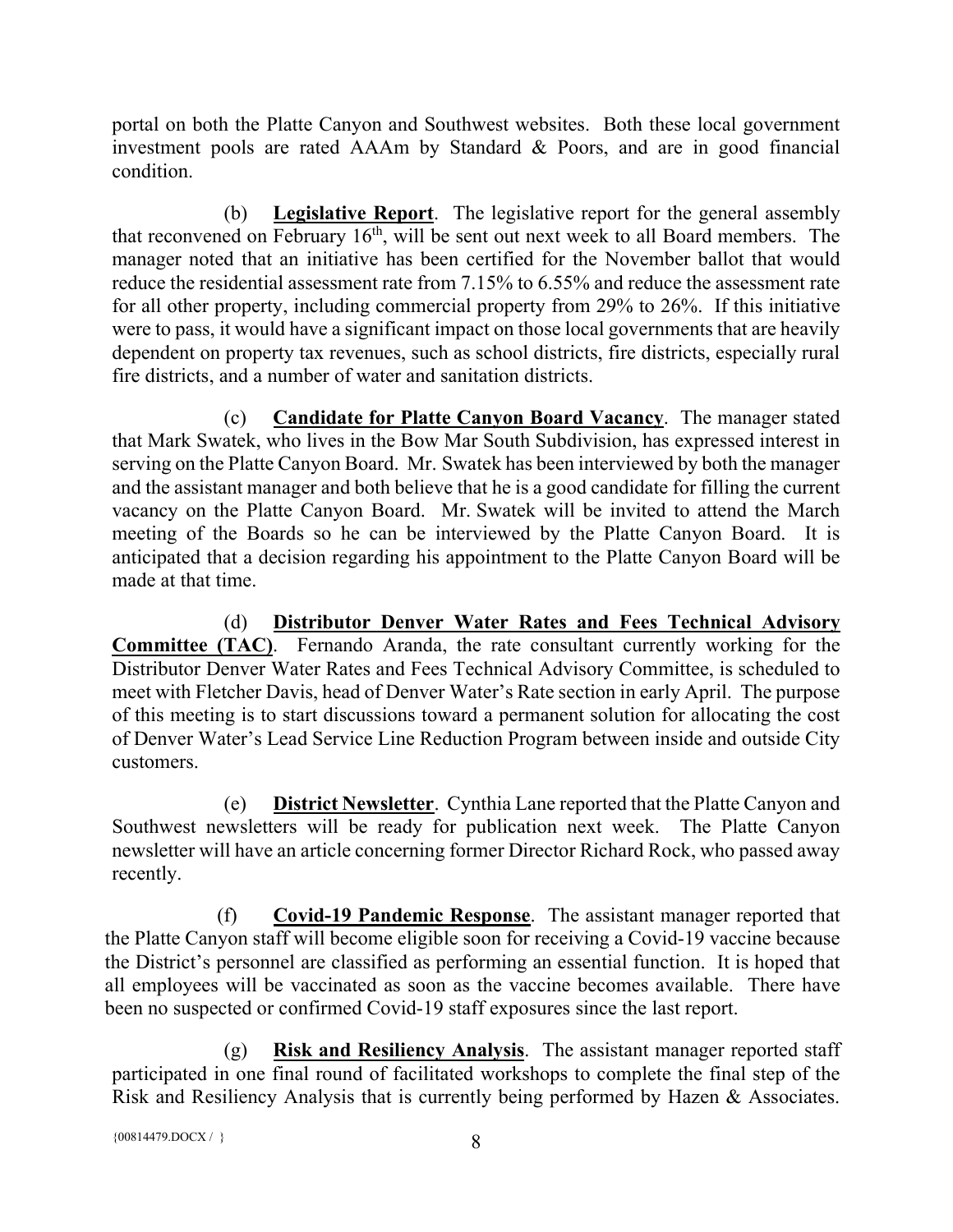portal on both the Platte Canyon and Southwest websites. Both these local government investment pools are rated AAAm by Standard & Poors, and are in good financial condition.

(b) **Legislative Report**. The legislative report for the general assembly that reconvened on February 16th, will be sent out next week to all Board members. The manager noted that an initiative has been certified for the November ballot that would reduce the residential assessment rate from 7.15% to 6.55% and reduce the assessment rate for all other property, including commercial property from 29% to 26%. If this initiative were to pass, it would have a significant impact on those local governments that are heavily dependent on property tax revenues, such as school districts, fire districts, especially rural fire districts, and a number of water and sanitation districts.

(c) **Candidate for Platte Canyon Board Vacancy**. The manager stated that Mark Swatek, who lives in the Bow Mar South Subdivision, has expressed interest in serving on the Platte Canyon Board. Mr. Swatek has been interviewed by both the manager and the assistant manager and both believe that he is a good candidate for filling the current vacancy on the Platte Canyon Board. Mr. Swatek will be invited to attend the March meeting of the Boards so he can be interviewed by the Platte Canyon Board. It is anticipated that a decision regarding his appointment to the Platte Canyon Board will be made at that time.

(d) **Distributor Denver Water Rates and Fees Technical Advisory Committee (TAC)**. Fernando Aranda, the rate consultant currently working for the Distributor Denver Water Rates and Fees Technical Advisory Committee, is scheduled to meet with Fletcher Davis, head of Denver Water's Rate section in early April. The purpose of this meeting is to start discussions toward a permanent solution for allocating the cost of Denver Water's Lead Service Line Reduction Program between inside and outside City customers.

(e) **District Newsletter**. Cynthia Lane reported that the Platte Canyon and Southwest newsletters will be ready for publication next week. The Platte Canyon newsletter will have an article concerning former Director Richard Rock, who passed away recently.

(f) **Covid-19 Pandemic Response**. The assistant manager reported that the Platte Canyon staff will become eligible soon for receiving a Covid-19 vaccine because the District's personnel are classified as performing an essential function. It is hoped that all employees will be vaccinated as soon as the vaccine becomes available. There have been no suspected or confirmed Covid-19 staff exposures since the last report.

(g) **Risk and Resiliency Analysis**. The assistant manager reported staff participated in one final round of facilitated workshops to complete the final step of the Risk and Resiliency Analysis that is currently being performed by Hazen & Associates.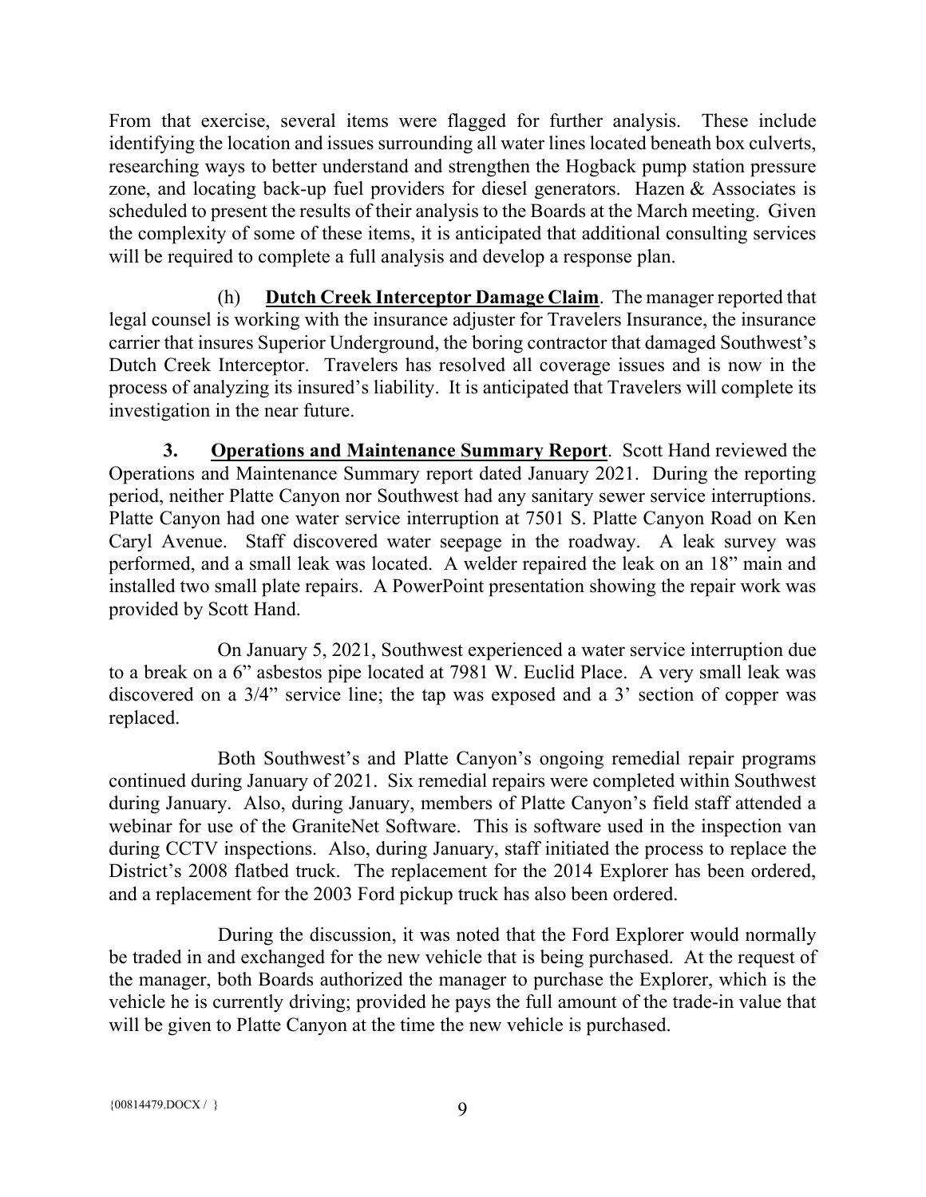From that exercise, several items were flagged for further analysis. These include identifying the location and issues surrounding all water lines located beneath box culverts, researching ways to better understand and strengthen the Hogback pump station pressure zone, and locating back-up fuel providers for diesel generators. Hazen & Associates is scheduled to present the results of their analysis to the Boards at the March meeting. Given the complexity of some of these items, it is anticipated that additional consulting services will be required to complete a full analysis and develop a response plan.

(h) **Dutch Creek Interceptor Damage Claim**. The manager reported that legal counsel is working with the insurance adjuster for Travelers Insurance, the insurance carrier that insures Superior Underground, the boring contractor that damaged Southwest's Dutch Creek Interceptor. Travelers has resolved all coverage issues and is now in the process of analyzing its insured's liability. It is anticipated that Travelers will complete its investigation in the near future.

**3. Operations and Maintenance Summary Report**. Scott Hand reviewed the Operations and Maintenance Summary report dated January 2021. During the reporting period, neither Platte Canyon nor Southwest had any sanitary sewer service interruptions. Platte Canyon had one water service interruption at 7501 S. Platte Canyon Road on Ken Caryl Avenue. Staff discovered water seepage in the roadway. A leak survey was performed, and a small leak was located. A welder repaired the leak on an 18" main and installed two small plate repairs. A PowerPoint presentation showing the repair work was provided by Scott Hand.

On January 5, 2021, Southwest experienced a water service interruption due to a break on a 6" asbestos pipe located at 7981 W. Euclid Place. A very small leak was discovered on a 3/4" service line; the tap was exposed and a 3' section of copper was replaced.

Both Southwest's and Platte Canyon's ongoing remedial repair programs continued during January of 2021. Six remedial repairs were completed within Southwest during January. Also, during January, members of Platte Canyon's field staff attended a webinar for use of the GraniteNet Software. This is software used in the inspection van during CCTV inspections. Also, during January, staff initiated the process to replace the District's 2008 flatbed truck. The replacement for the 2014 Explorer has been ordered, and a replacement for the 2003 Ford pickup truck has also been ordered.

During the discussion, it was noted that the Ford Explorer would normally be traded in and exchanged for the new vehicle that is being purchased. At the request of the manager, both Boards authorized the manager to purchase the Explorer, which is the vehicle he is currently driving; provided he pays the full amount of the trade-in value that will be given to Platte Canyon at the time the new vehicle is purchased.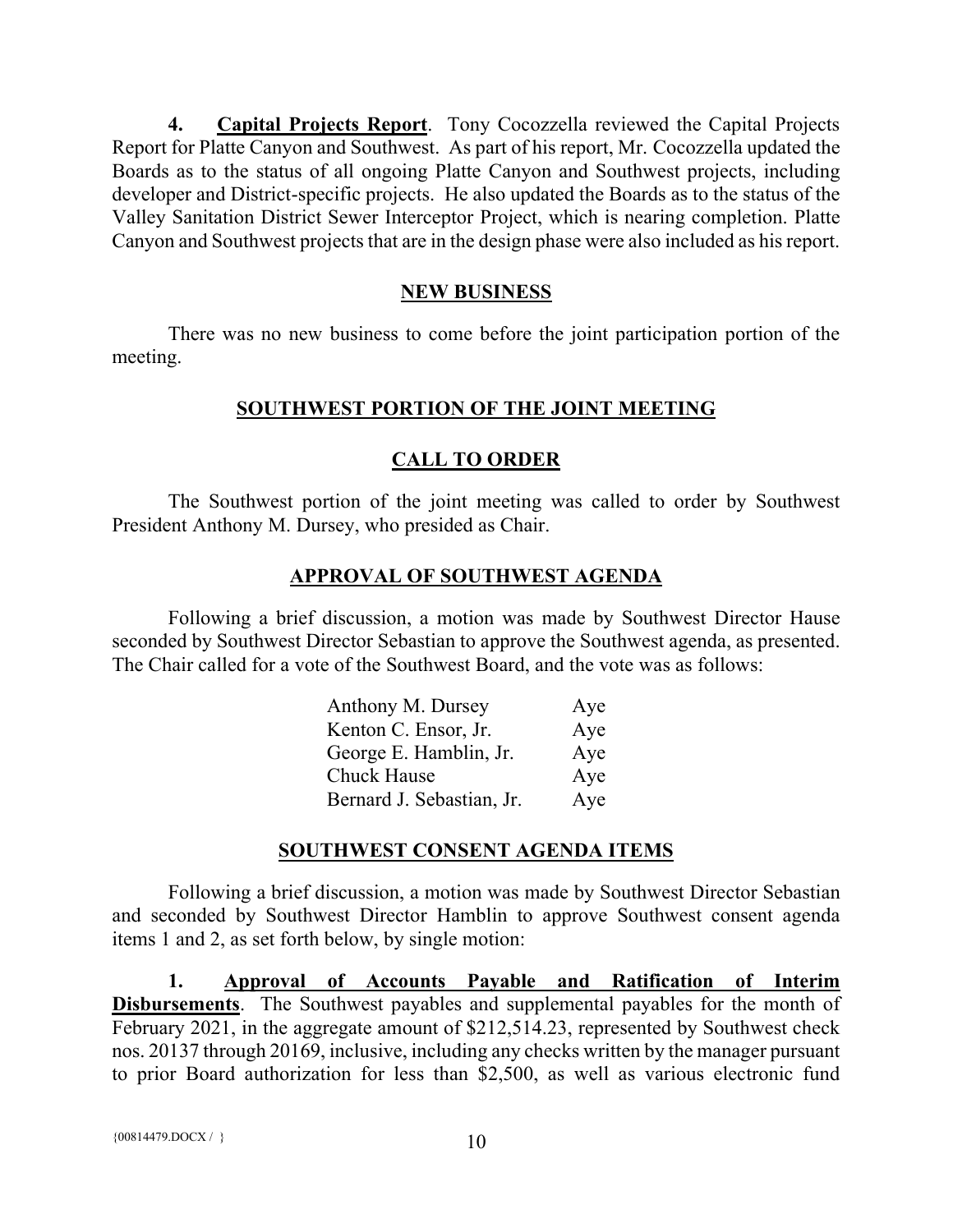**4. Capital Projects Report**. Tony Cocozzella reviewed the Capital Projects Report for Platte Canyon and Southwest. As part of his report, Mr. Cocozzella updated the Boards as to the status of all ongoing Platte Canyon and Southwest projects, including developer and District-specific projects. He also updated the Boards as to the status of the Valley Sanitation District Sewer Interceptor Project, which is nearing completion. Platte Canyon and Southwest projects that are in the design phase were also included as his report.

## NEW BUSINESS

There was no new business to come before the joint participation portion of the meeting.

## SOUTHWEST PORTION OF THE JOINT MEETING

## CALL TO ORDER

The Southwest portion of the joint meeting was called to order by Southwest President Anthony M. Dursey, who presided as Chair.

## APPROVAL OF SOUTHWEST AGENDA

Following a brief discussion, a motion was made by Southwest Director Hause seconded by Southwest Director Sebastian to approve the Southwest agenda, as presented. The Chair called for a vote of the Southwest Board, and the vote was as follows:

| | |
|---|---|
| Anthony M. Dursey | Aye |
| Kenton C. Ensor, Jr. | Aye |
| George E. Hamblin, Jr. | Aye |
| Chuck Hause | Aye |
| Bernard J. Sebastian, Jr. | Aye |

## SOUTHWEST CONSENT AGENDA ITEMS

Following a brief discussion, a motion was made by Southwest Director Sebastian and seconded by Southwest Director Hamblin to approve Southwest consent agenda items 1 and 2, as set forth below, by single motion:

**1. Approval of Accounts Payable and Ratification of Interim Disbursements**. The Southwest payables and supplemental payables for the month of February 2021, in the aggregate amount of $212,514.23, represented by Southwest check nos. 20137 through 20169, inclusive, including any checks written by the manager pursuant to prior Board authorization for less than $2,500, as well as various electronic fund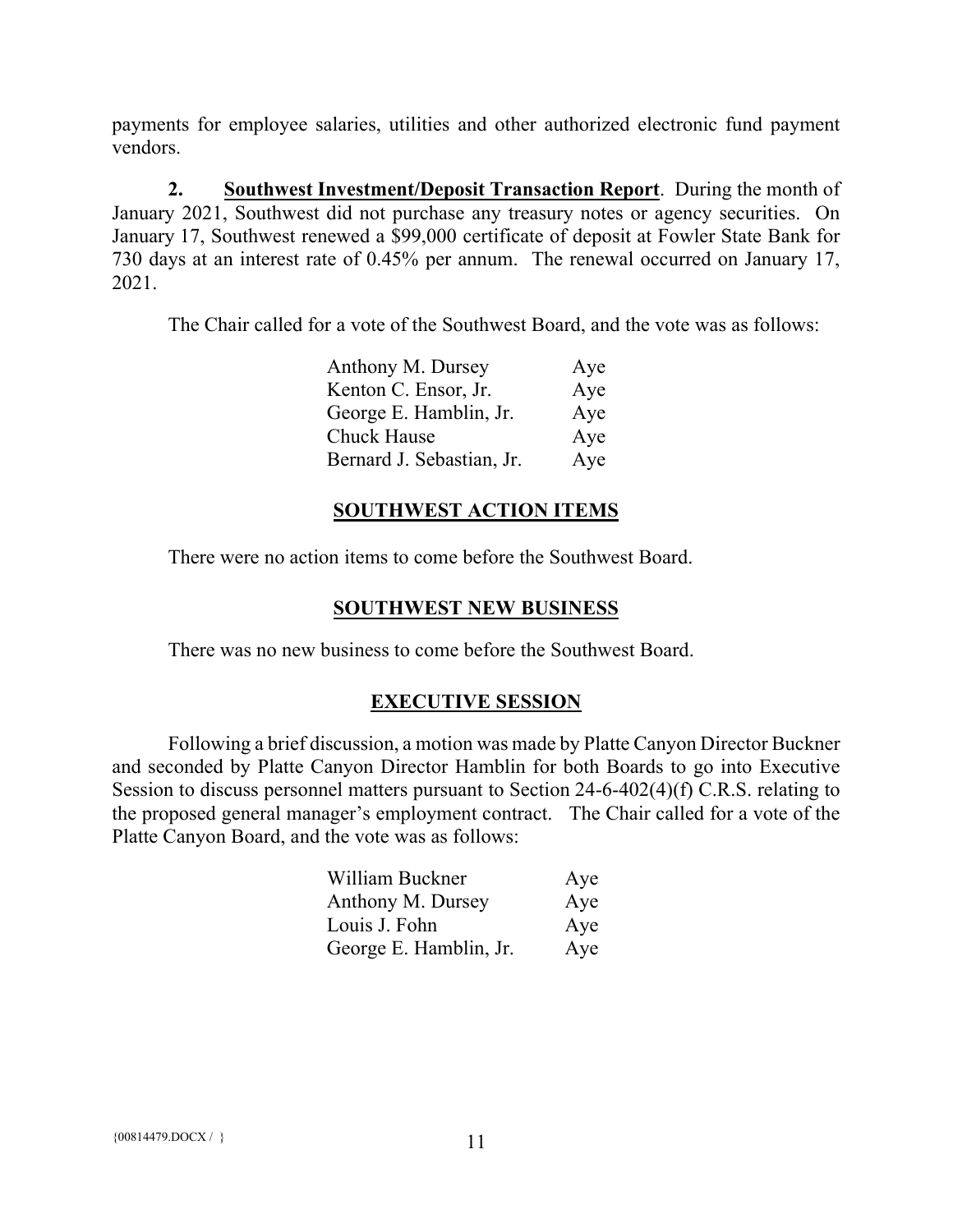payments for employee salaries, utilities and other authorized electronic fund payment vendors.

**2. <u>Southwest Investment/Deposit Transaction Report</u>**. During the month of January 2021, Southwest did not purchase any treasury notes or agency securities. On January 17, Southwest renewed a $99,000 certificate of deposit at Fowler State Bank for 730 days at an interest rate of 0.45% per annum. The renewal occurred on January 17, 2021.

The Chair called for a vote of the Southwest Board, and the vote was as follows:

| | |
|---|---|
| Anthony M. Dursey | Aye |
| Kenton C. Ensor, Jr. | Aye |
| George E. Hamblin, Jr. | Aye |
| Chuck Hause | Aye |
| Bernard J. Sebastian, Jr. | Aye |

## SOUTHWEST ACTION ITEMS

There were no action items to come before the Southwest Board.

## SOUTHWEST NEW BUSINESS

There was no new business to come before the Southwest Board.

## EXECUTIVE SESSION

Following a brief discussion, a motion was made by Platte Canyon Director Buckner and seconded by Platte Canyon Director Hamblin for both Boards to go into Executive Session to discuss personnel matters pursuant to Section 24-6-402(4)(f) C.R.S. relating to the proposed general manager's employment contract. The Chair called for a vote of the Platte Canyon Board, and the vote was as follows:

| | |
|---|---|
| William Buckner | Aye |
| Anthony M. Dursey | Aye |
| Louis J. Fohn | Aye |
| George E. Hamblin, Jr. | Aye |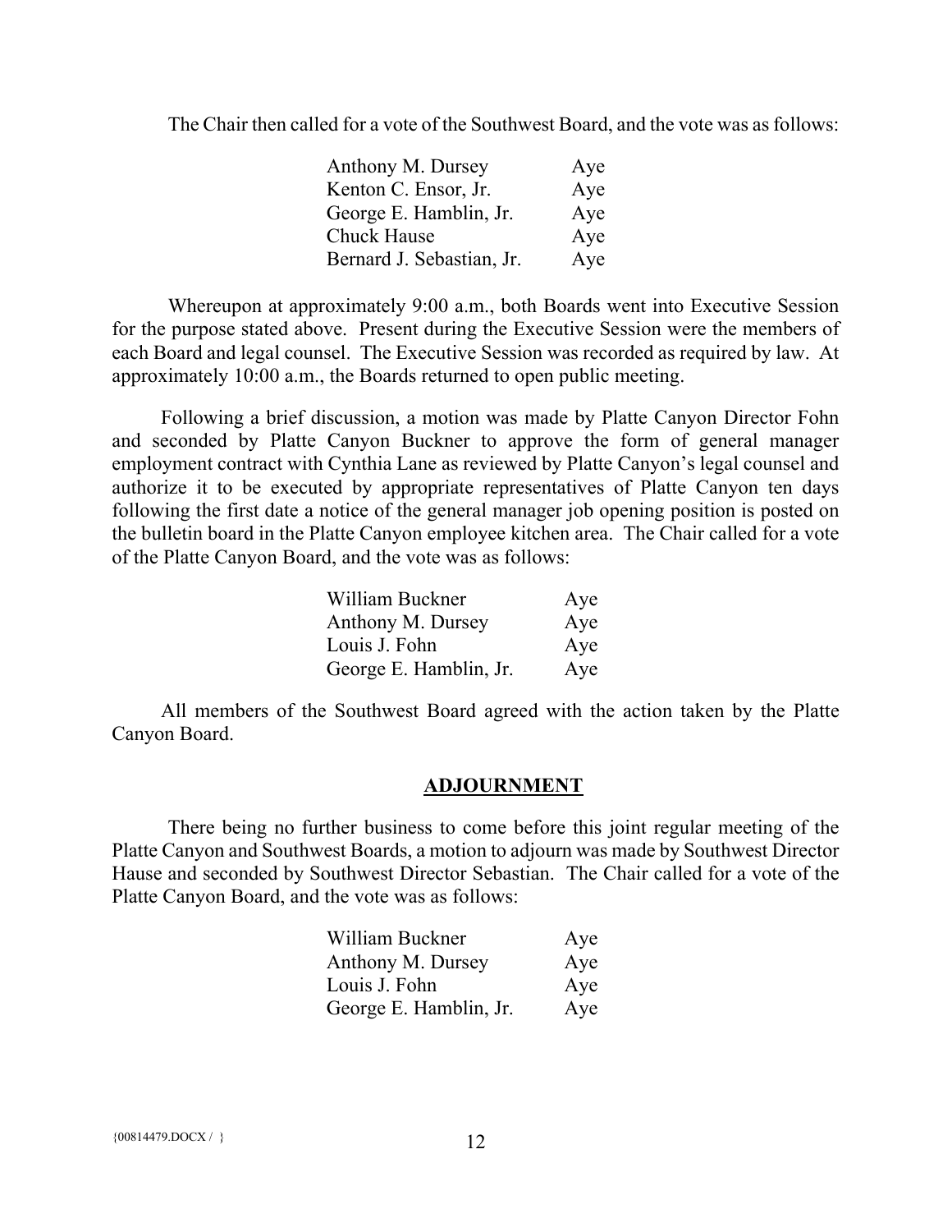The Chair then called for a vote of the Southwest Board, and the vote was as follows:

| | |
|---|---|
| Anthony M. Dursey | Aye |
| Kenton C. Ensor, Jr. | Aye |
| George E. Hamblin, Jr. | Aye |
| Chuck Hause | Aye |
| Bernard J. Sebastian, Jr. | Aye |

Whereupon at approximately 9:00 a.m., both Boards went into Executive Session for the purpose stated above. Present during the Executive Session were the members of each Board and legal counsel. The Executive Session was recorded as required by law. At approximately 10:00 a.m., the Boards returned to open public meeting.

Following a brief discussion, a motion was made by Platte Canyon Director Fohn and seconded by Platte Canyon Buckner to approve the form of general manager employment contract with Cynthia Lane as reviewed by Platte Canyon's legal counsel and authorize it to be executed by appropriate representatives of Platte Canyon ten days following the first date a notice of the general manager job opening position is posted on the bulletin board in the Platte Canyon employee kitchen area. The Chair called for a vote of the Platte Canyon Board, and the vote was as follows:

| | |
|---|---|
| William Buckner | Aye |
| Anthony M. Dursey | Aye |
| Louis J. Fohn | Aye |
| George E. Hamblin, Jr. | Aye |

All members of the Southwest Board agreed with the action taken by the Platte Canyon Board.

## ADJOURNMENT

There being no further business to come before this joint regular meeting of the Platte Canyon and Southwest Boards, a motion to adjourn was made by Southwest Director Hause and seconded by Southwest Director Sebastian. The Chair called for a vote of the Platte Canyon Board, and the vote was as follows:

| | |
|---|---|
| William Buckner | Aye |
| Anthony M. Dursey | Aye |
| Louis J. Fohn | Aye |
| George E. Hamblin, Jr. | Aye |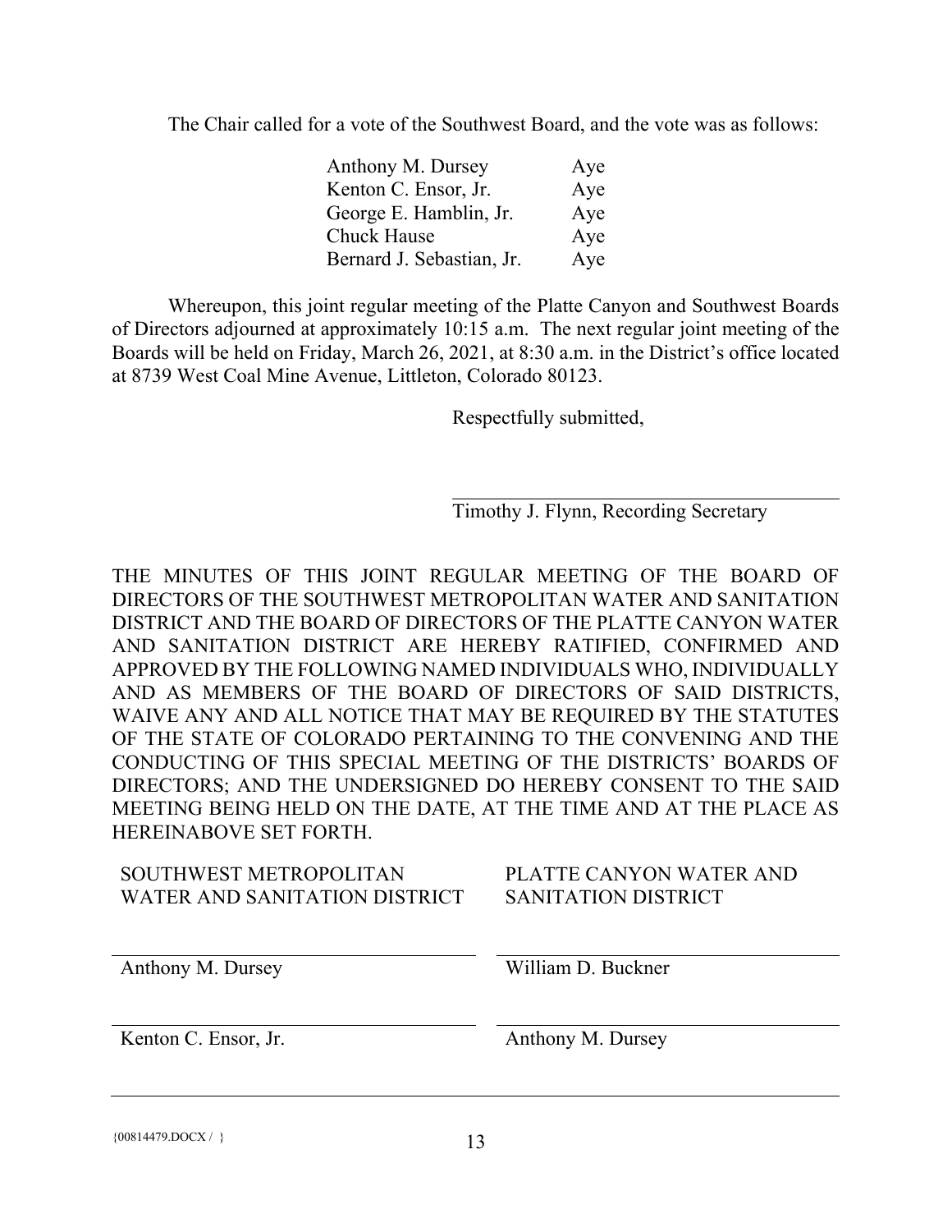The Chair called for a vote of the Southwest Board, and the vote was as follows:

| | |
|---|---|
| Anthony M. Dursey | Aye |
| Kenton C. Ensor, Jr. | Aye |
| George E. Hamblin, Jr. | Aye |
| Chuck Hause | Aye |
| Bernard J. Sebastian, Jr. | Aye |

Whereupon, this joint regular meeting of the Platte Canyon and Southwest Boards of Directors adjourned at approximately 10:15 a.m. The next regular joint meeting of the Boards will be held on Friday, March 26, 2021, at 8:30 a.m. in the District's office located at 8739 West Coal Mine Avenue, Littleton, Colorado 80123.

Respectfully submitted,

\_\_\_\_\_\_\_\_\_\_\_\_\_\_\_\_\_\_\_\_\_\_\_\_\_\_\_\_\_\_\_\_\_\_\_\_
Timothy J. Flynn, Recording Secretary

THE MINUTES OF THIS JOINT REGULAR MEETING OF THE BOARD OF DIRECTORS OF THE SOUTHWEST METROPOLITAN WATER AND SANITATION DISTRICT AND THE BOARD OF DIRECTORS OF THE PLATTE CANYON WATER AND SANITATION DISTRICT ARE HEREBY RATIFIED, CONFIRMED AND APPROVED BY THE FOLLOWING NAMED INDIVIDUALS WHO, INDIVIDUALLY AND AS MEMBERS OF THE BOARD OF DIRECTORS OF SAID DISTRICTS, WAIVE ANY AND ALL NOTICE THAT MAY BE REQUIRED BY THE STATUTES OF THE STATE OF COLORADO PERTAINING TO THE CONVENING AND THE CONDUCTING OF THIS SPECIAL MEETING OF THE DISTRICTS' BOARDS OF DIRECTORS; AND THE UNDERSIGNED DO HEREBY CONSENT TO THE SAID MEETING BEING HELD ON THE DATE, AT THE TIME AND AT THE PLACE AS HEREINABOVE SET FORTH.

| SOUTHWEST METROPOLITAN WATER AND SANITATION DISTRICT | PLATTE CANYON WATER AND SANITATION DISTRICT |
|---|---|
| Anthony M. Dursey | William D. Buckner |
| Kenton C. Ensor, Jr. | Anthony M. Dursey |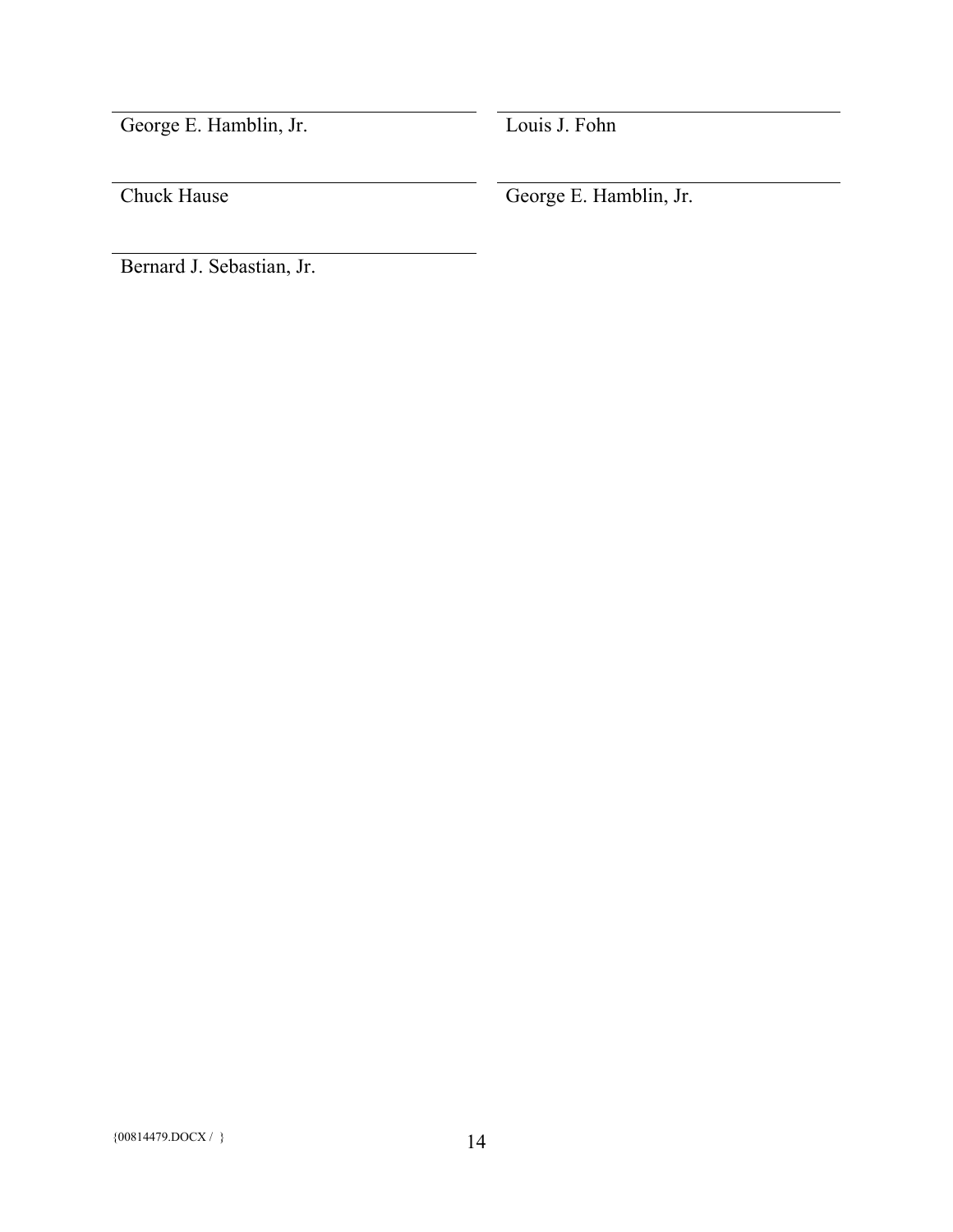\_\_\_\_\_\_\_\_\_\_\_\_\_\_\_\_\_\_\_\_\_\_\_\_\_\_\_\_\_\_
George E. Hamblin, Jr.

\_\_\_\_\_\_\_\_\_\_\_\_\_\_\_\_\_\_\_\_\_\_\_\_\_\_\_\_\_\_
Louis J. Fohn

\_\_\_\_\_\_\_\_\_\_\_\_\_\_\_\_\_\_\_\_\_\_\_\_\_\_\_\_\_\_
Chuck Hause

\_\_\_\_\_\_\_\_\_\_\_\_\_\_\_\_\_\_\_\_\_\_\_\_\_\_\_\_\_\_
George E. Hamblin, Jr.

\_\_\_\_\_\_\_\_\_\_\_\_\_\_\_\_\_\_\_\_\_\_\_\_\_\_\_\_\_\_
Bernard J. Sebastian, Jr.

{00814479.DOCX / }